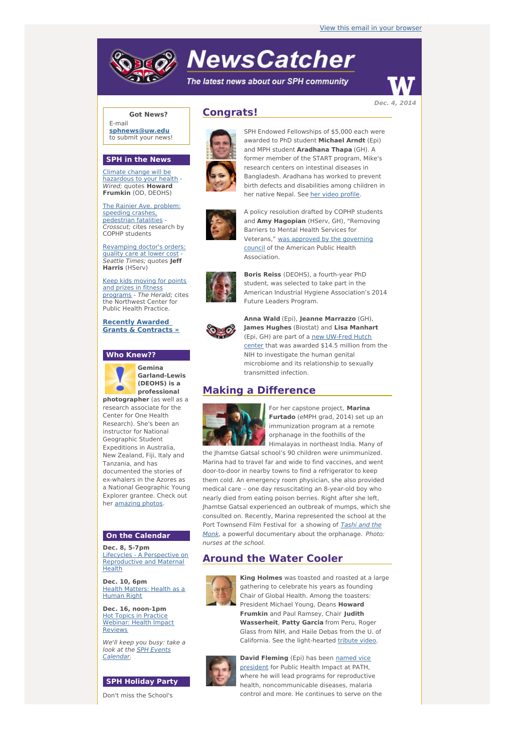View this email in your browser

# NewsCatcher

*The latest news about our SPH community*

**Dec. 4, 2014**

## Congrats!

SPH Endowed Fellowships of $5,000 each were awarded to PhD student **Michael Arndt** (Epi) and MPH student **Aradhana Thapa** (GH). A former member of the START program, Mike's research centers on intestinal diseases in Bangladesh. Aradhana has worked to prevent birth defects and disabilities among children in her native Nepal. See her video profile.

A policy resolution drafted by COPHP students and **Amy Hagopian** (HServ, GH), "Removing Barriers to Mental Health Services for Veterans," was approved by the governing council of the American Public Health Association.

**Boris Reiss** (DEOHS), a fourth-year PhD student, was selected to take part in the American Industrial Hygiene Association's 2014 Future Leaders Program.

**Anna Wald** (Epi), **Jeanne Marrazzo** (GH), **James Hughes** (Biostat) and **Lisa Manhart** (Epi, GH) are part of a new UW-Fred Hutch center that was awarded $14.5 million from the NIH to investigate the human genital microbiome and its relationship to sexually transmitted infection.

## Making a Difference

For her capstone project, **Marina Furtado** (eMPH grad, 2014) set up an immunization program at a remote orphanage in the foothills of the Himalayas in northeast India. Many of the Jhamtse Gatsal school's 90 children were unimmunized. Marina had to travel far and wide to find vaccines, and went door-to-door in nearby towns to find a refrigerator to keep them cold. An emergency room physician, she also provided medical care – one day resuscitating an 8-year-old boy who nearly died from eating poison berries. Right after she left, Jhamtse Gatsal experienced an outbreak of mumps, which she consulted on. Recently, Marina represented the school at the Port Townsend Film Festival for a showing of *Tashi and the Monk*, a powerful documentary about the orphanage. *Photo: nurses at the school.*

## Around the Water Cooler

**King Holmes** was toasted and roasted at a large gathering to celebrate his years as founding Chair of Global Health. Among the toasters: President Michael Young, Deans **Howard Frumkin** and Paul Ramsey, Chair **Judith Wasserheit**, **Patty Garcia** from Peru, Roger Glass from NIH, and Haile Debas from the U. of California. See the light-hearted tribute video.

**David Fleming** (Epi) has been named vice president for Public Health Impact at PATH, where he will lead programs for reproductive health, noncommunicable diseases, malaria control and more. He continues to serve on the

---

### Got News?

E-mail **sphnews@uw.edu** to submit your news!

### SPH in the News

Climate change will be hazardous to your health - *Wired;* quotes **Howard Frumkin** (OD, DEOHS)

The Rainier Ave. problem: speeding crashes, pedestrian fatalities - *Crosscut;* cites research by COPHP students

Revamping doctor's orders: quality care at lower cost - *Seattle Times;* quotes **Jeff Harris** (HServ)

Keep kids moving for points and prizes in fitness programs - *The Herald;* cites the Northwest Center for Public Health Practice.

**Recently Awarded Grants & Contracts »**

### Who Knew??

**Gemina Garland-Lewis (DEOHS) is a professional photographer** (as well as a research associate for the Center for One Health Research). She's been an instructor for National Geographic Student Expeditions in Australia, New Zealand, Fiji, Italy and Tanzania, and has documented the stories of ex-whalers in the Azores as a National Geographic Young Explorer grantee. Check out her amazing photos.

### On the Calendar

**Dec. 8, 5-7pm**
Lifecycles - A Perspective on Reproductive and Maternal Health

**Dec. 10, 6pm**
Health Matters: Health as a Human Right

**Dec. 16, noon-1pm**
Hot Topics in Practice Webinar: Health Impact Reviews

*We'll keep you busy: take a look at the SPH Events Calendar.*

### SPH Holiday Party

Don't miss the School's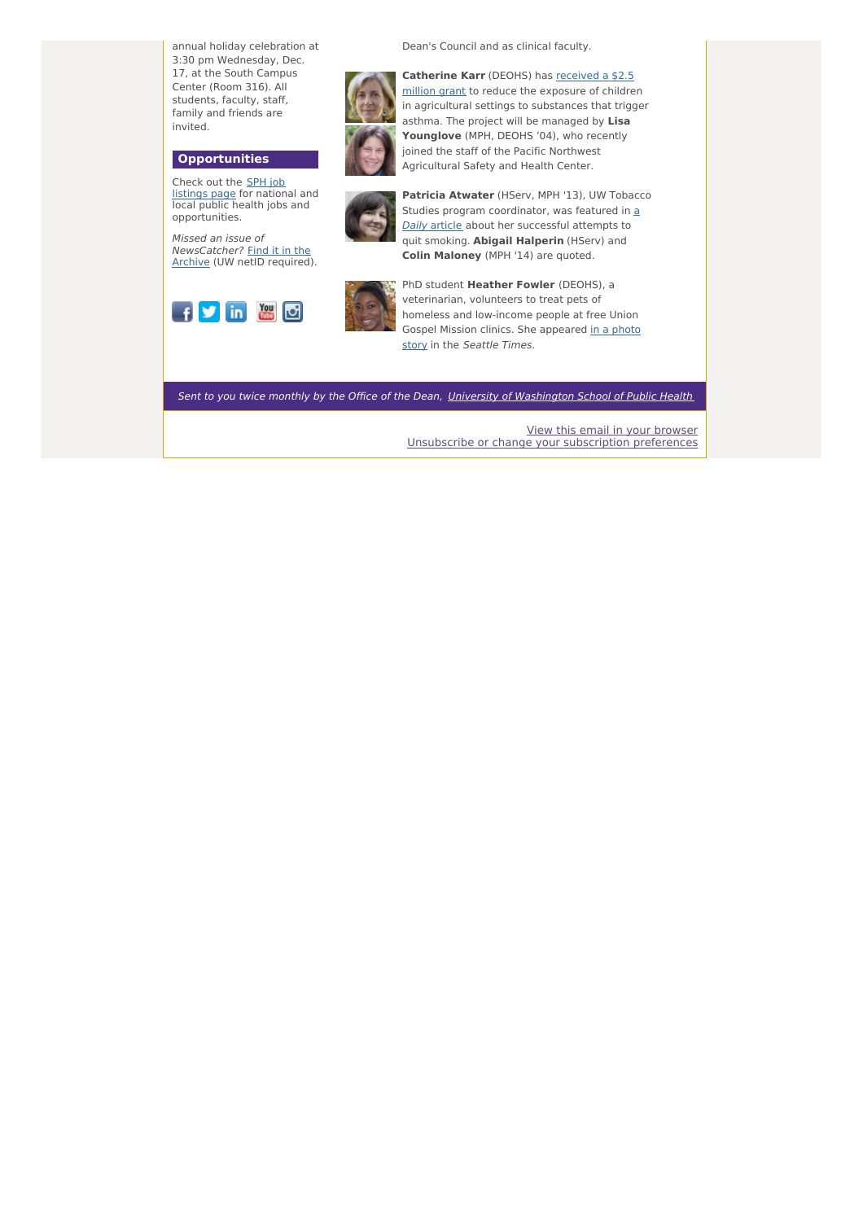annual holiday celebration at 3:30 pm Wednesday, Dec. 17, at the South Campus Center (Room 316). All students, faculty, staff, family and friends are invited.

## Opportunities

Check out the SPH job listings page for national and local public health jobs and opportunities.

*Missed an issue of NewsCatcher?* Find it in the Archive (UW netID required).

Dean's Council and as clinical faculty.

**Catherine Karr** (DEOHS) has received a $2.5 million grant to reduce the exposure of children in agricultural settings to substances that trigger asthma. The project will be managed by **Lisa Younglove** (MPH, DEOHS '04), who recently joined the staff of the Pacific Northwest Agricultural Safety and Health Center.

**Patricia Atwater** (HServ, MPH '13), UW Tobacco Studies program coordinator, was featured in a *Daily* article about her successful attempts to quit smoking. **Abigail Halperin** (HServ) and **Colin Maloney** (MPH '14) are quoted.

PhD student **Heather Fowler** (DEOHS), a veterinarian, volunteers to treat pets of homeless and low-income people at free Union Gospel Mission clinics. She appeared in a photo story in the *Seattle Times*.

*Sent to you twice monthly by the Office of the Dean, University of Washington School of Public Health*

View this email in your browser
Unsubscribe or change your subscription preferences